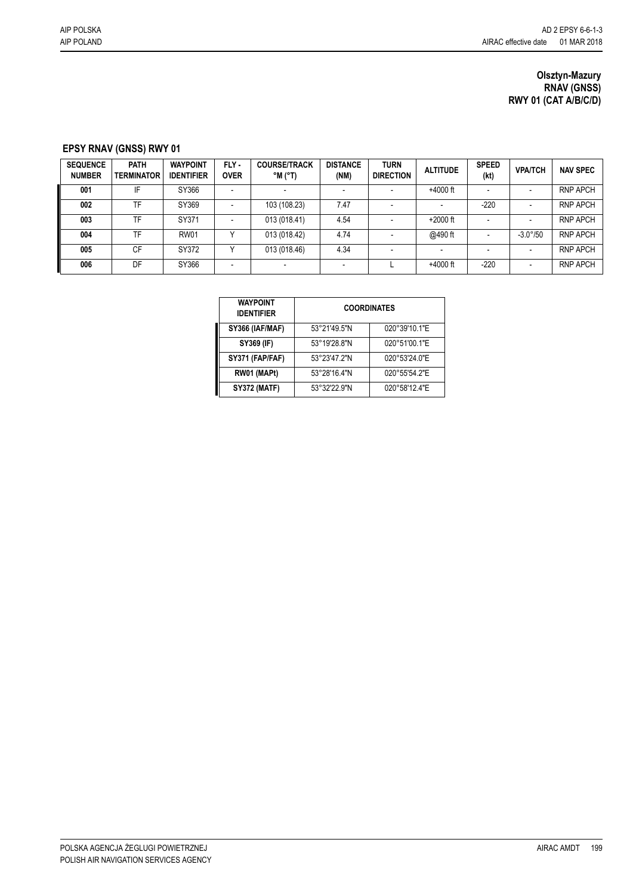**Olsztyn-Mazury**
**RNAV (GNSS)**
**RWY 01 (CAT A/B/C/D)**

## EPSY RNAV (GNSS) RWY 01

| SEQUENCE NUMBER | PATH TERMINATOR | WAYPOINT IDENTIFIER | FLY - OVER | COURSE/TRACK °M (°T) | DISTANCE (NM) | TURN DIRECTION | ALTITUDE | SPEED (kt) | VPA/TCH | NAV SPEC |
|---|---|---|---|---|---|---|---|---|---|---|
| 001 | IF | SY366 | - | - | - | - | +4000 ft | - | - | RNP APCH |
| 002 | TF | SY369 | - | 103 (108.23) | 7.47 | - | - | -220 | - | RNP APCH |
| 003 | TF | SY371 | - | 013 (018.41) | 4.54 | - | +2000 ft | - | - | RNP APCH |
| 004 | TF | RW01 | Y | 013 (018.42) | 4.74 | - | @490 ft | - | -3.0°/50 | RNP APCH |
| 005 | CF | SY372 | Y | 013 (018.46) | 4.34 | - | - | - | - | RNP APCH |
| 006 | DF | SY366 | - | - | - | L | +4000 ft | -220 | - | RNP APCH |

| WAYPOINT IDENTIFIER | COORDINATES | |
|---|---|---|
| SY366 (IAF/MAF) | 53°21'49.5"N | 020°39'10.1"E |
| SY369 (IF) | 53°19'28.8"N | 020°51'00.1"E |
| SY371 (FAP/FAF) | 53°23'47.2"N | 020°53'24.0"E |
| RW01 (MAPt) | 53°28'16.4"N | 020°55'54.2"E |
| SY372 (MATF) | 53°32'22.9"N | 020°58'12.4"E |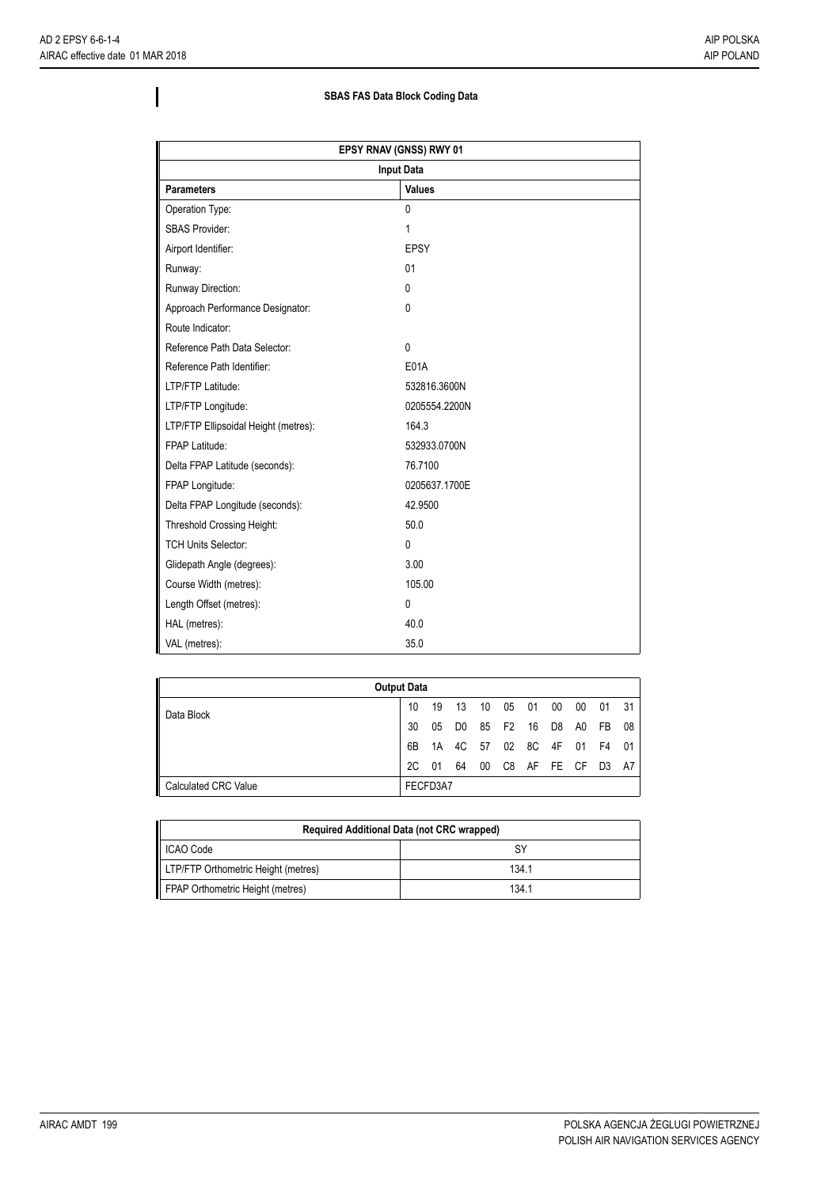**SBAS FAS Data Block Coding Data**

| EPSY RNAV (GNSS) RWY 01 | |
|---|---|
| **Input Data** | |
| **Parameters** | **Values** |
| Operation Type: | 0 |
| SBAS Provider: | 1 |
| Airport Identifier: | EPSY |
| Runway: | 01 |
| Runway Direction: | 0 |
| Approach Performance Designator: | 0 |
| Route Indicator: | |
| Reference Path Data Selector: | 0 |
| Reference Path Identifier: | E01A |
| LTP/FTP Latitude: | 532816.3600N |
| LTP/FTP Longitude: | 0205554.2200N |
| LTP/FTP Ellipsoidal Height (metres): | 164.3 |
| FPAP Latitude: | 532933.0700N |
| Delta FPAP Latitude (seconds): | 76.7100 |
| FPAP Longitude: | 0205637.1700E |
| Delta FPAP Longitude (seconds): | 42.9500 |
| Threshold Crossing Height: | 50.0 |
| TCH Units Selector: | 0 |
| Glidepath Angle (degrees): | 3.00 |
| Course Width (metres): | 105.00 |
| Length Offset (metres): | 0 |
| HAL (metres): | 40.0 |
| VAL (metres): | 35.0 |

| Output Data | | | | | | | | | | |
|---|---|---|---|---|---|---|---|---|---|---|
| Data Block | 10 | 19 | 13 | 10 | 05 | 01 | 00 | 00 | 01 | 31 |
| | 30 | 05 | D0 | 85 | F2 | 16 | D8 | A0 | FB | 08 |
| | 6B | 1A | 4C | 57 | 02 | 8C | 4F | 01 | F4 | 01 |
| | 2C | 01 | 64 | 00 | C8 | AF | FE | CF | D3 | A7 |
| Calculated CRC Value | FECFD3A7 | | | | | | | | | |

| Required Additional Data (not CRC wrapped) | |
|---|---|
| ICAO Code | SY |
| LTP/FTP Orthometric Height (metres) | 134.1 |
| FPAP Orthometric Height (metres) | 134.1 |